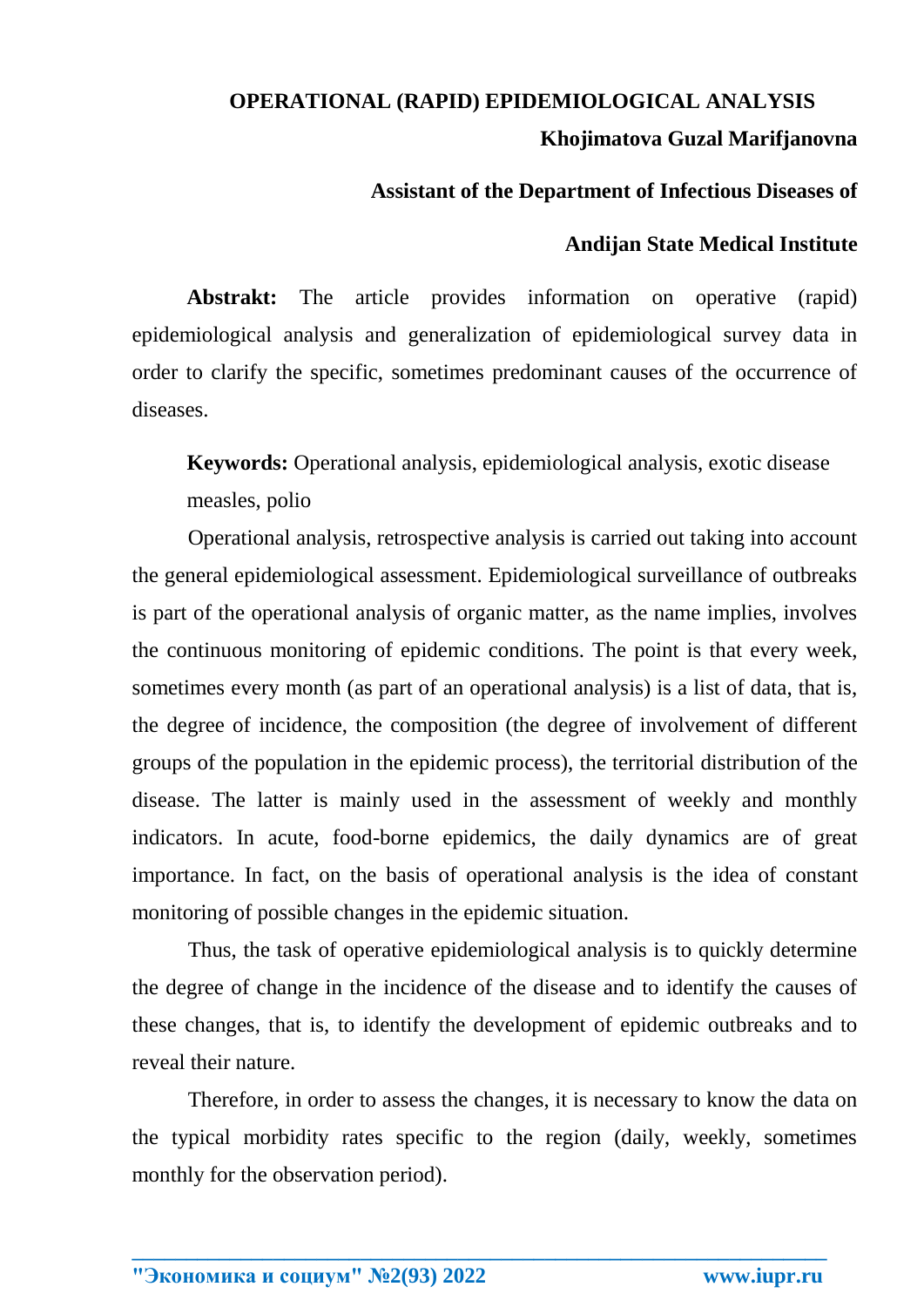# OPERATIONAL (RAPID) EPIDEMIOLOGICAL ANALYSIS

**Khojimatova Guzal Marifjanovna**

**Assistant of the Department of Infectious Diseases of**

**Andijan State Medical Institute**

**Abstrakt:** The article provides information on operative (rapid) epidemiological analysis and generalization of epidemiological survey data in order to clarify the specific, sometimes predominant causes of the occurrence of diseases.

**Keywords:** Operational analysis, epidemiological analysis, exotic disease measles, polio

Operational analysis, retrospective analysis is carried out taking into account the general epidemiological assessment. Epidemiological surveillance of outbreaks is part of the operational analysis of organic matter, as the name implies, involves the continuous monitoring of epidemic conditions. The point is that every week, sometimes every month (as part of an operational analysis) is a list of data, that is, the degree of incidence, the composition (the degree of involvement of different groups of the population in the epidemic process), the territorial distribution of the disease. The latter is mainly used in the assessment of weekly and monthly indicators. In acute, food-borne epidemics, the daily dynamics are of great importance. In fact, on the basis of operational analysis is the idea of constant monitoring of possible changes in the epidemic situation.

Thus, the task of operative epidemiological analysis is to quickly determine the degree of change in the incidence of the disease and to identify the causes of these changes, that is, to identify the development of epidemic outbreaks and to reveal their nature.

Therefore, in order to assess the changes, it is necessary to know the data on the typical morbidity rates specific to the region (daily, weekly, sometimes monthly for the observation period).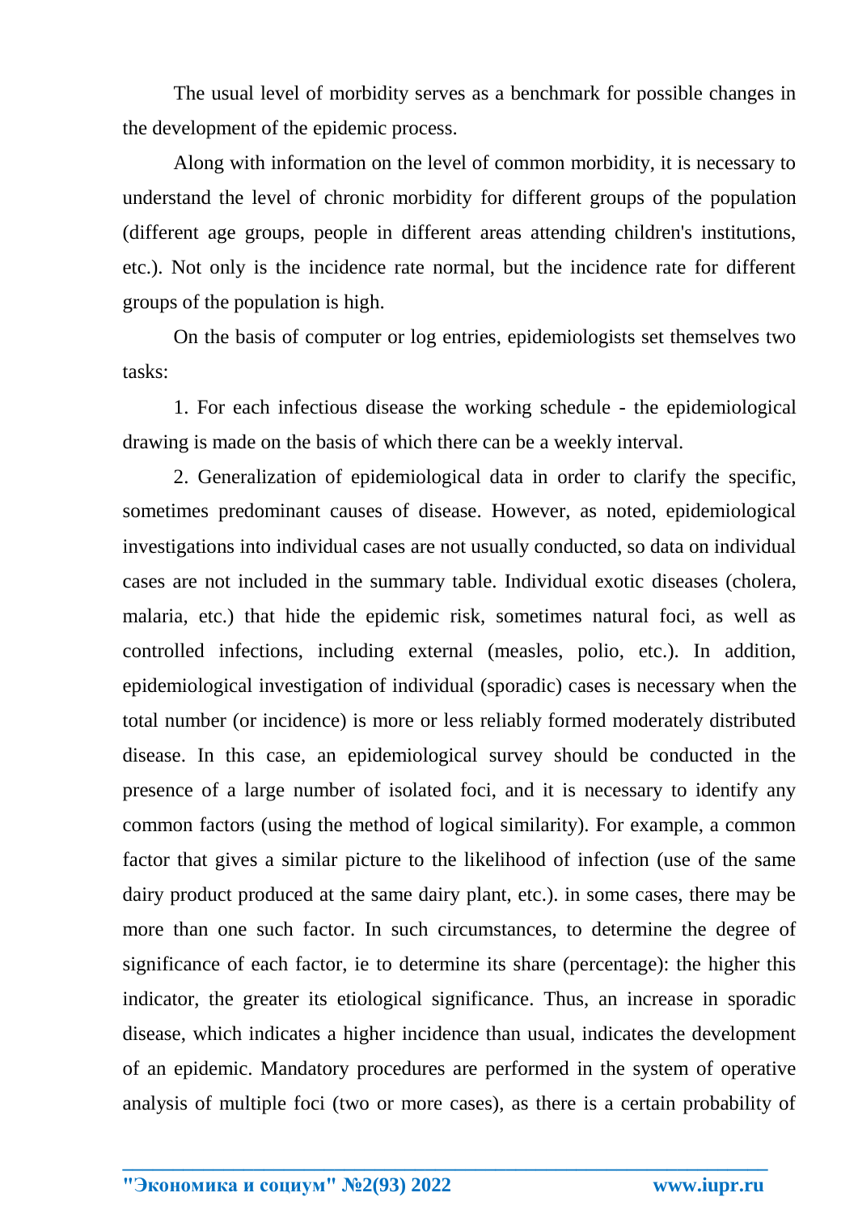The usual level of morbidity serves as a benchmark for possible changes in the development of the epidemic process.

Along with information on the level of common morbidity, it is necessary to understand the level of chronic morbidity for different groups of the population (different age groups, people in different areas attending children's institutions, etc.). Not only is the incidence rate normal, but the incidence rate for different groups of the population is high.

On the basis of computer or log entries, epidemiologists set themselves two tasks:

1. For each infectious disease the working schedule - the epidemiological drawing is made on the basis of which there can be a weekly interval.

2. Generalization of epidemiological data in order to clarify the specific, sometimes predominant causes of disease. However, as noted, epidemiological investigations into individual cases are not usually conducted, so data on individual cases are not included in the summary table. Individual exotic diseases (cholera, malaria, etc.) that hide the epidemic risk, sometimes natural foci, as well as controlled infections, including external (measles, polio, etc.). In addition, epidemiological investigation of individual (sporadic) cases is necessary when the total number (or incidence) is more or less reliably formed moderately distributed disease. In this case, an epidemiological survey should be conducted in the presence of a large number of isolated foci, and it is necessary to identify any common factors (using the method of logical similarity). For example, a common factor that gives a similar picture to the likelihood of infection (use of the same dairy product produced at the same dairy plant, etc.). in some cases, there may be more than one such factor. In such circumstances, to determine the degree of significance of each factor, ie to determine its share (percentage): the higher this indicator, the greater its etiological significance. Thus, an increase in sporadic disease, which indicates a higher incidence than usual, indicates the development of an epidemic. Mandatory procedures are performed in the system of operative analysis of multiple foci (two or more cases), as there is a certain probability of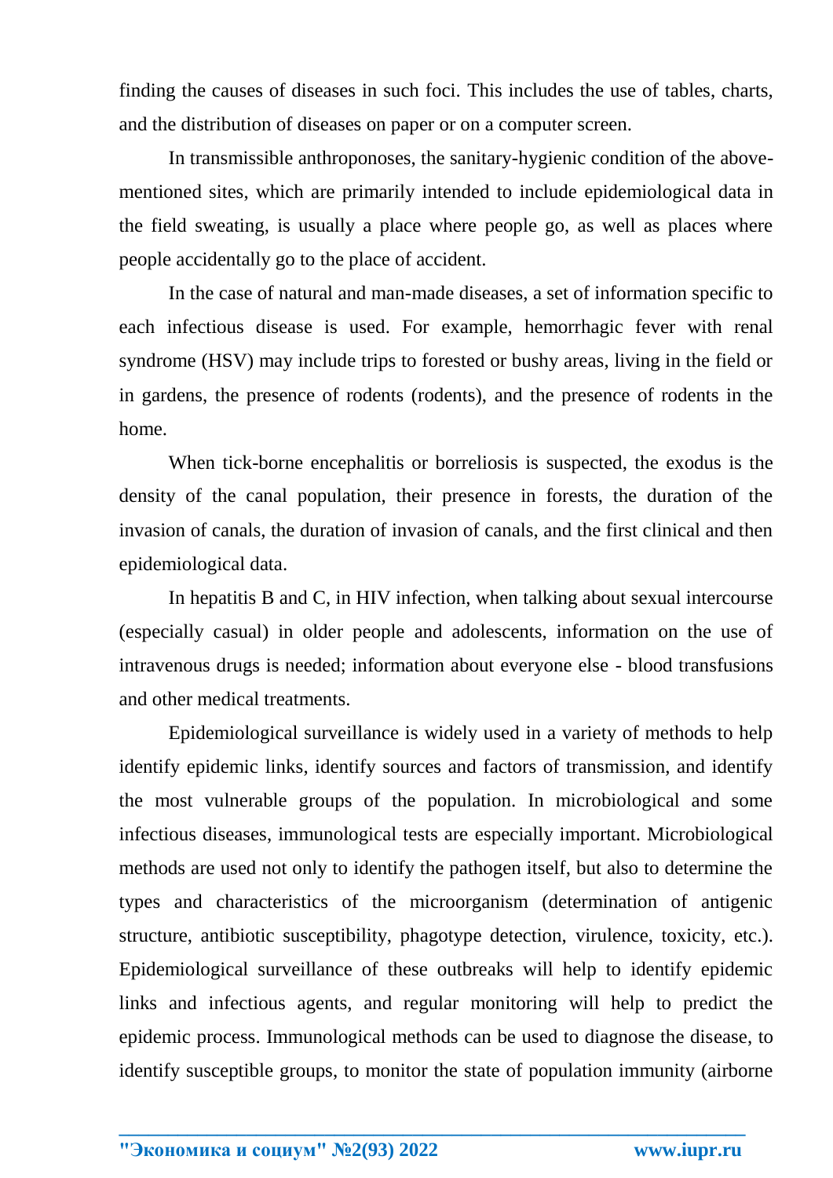finding the causes of diseases in such foci. This includes the use of tables, charts, and the distribution of diseases on paper or on a computer screen.

In transmissible anthroponoses, the sanitary-hygienic condition of the above-mentioned sites, which are primarily intended to include epidemiological data in the field sweating, is usually a place where people go, as well as places where people accidentally go to the place of accident.

In the case of natural and man-made diseases, a set of information specific to each infectious disease is used. For example, hemorrhagic fever with renal syndrome (HSV) may include trips to forested or bushy areas, living in the field or in gardens, the presence of rodents (rodents), and the presence of rodents in the home.

When tick-borne encephalitis or borreliosis is suspected, the exodus is the density of the canal population, their presence in forests, the duration of the invasion of canals, the duration of invasion of canals, and the first clinical and then epidemiological data.

In hepatitis B and C, in HIV infection, when talking about sexual intercourse (especially casual) in older people and adolescents, information on the use of intravenous drugs is needed; information about everyone else - blood transfusions and other medical treatments.

Epidemiological surveillance is widely used in a variety of methods to help identify epidemic links, identify sources and factors of transmission, and identify the most vulnerable groups of the population. In microbiological and some infectious diseases, immunological tests are especially important. Microbiological methods are used not only to identify the pathogen itself, but also to determine the types and characteristics of the microorganism (determination of antigenic structure, antibiotic susceptibility, phagotype detection, virulence, toxicity, etc.). Epidemiological surveillance of these outbreaks will help to identify epidemic links and infectious agents, and regular monitoring will help to predict the epidemic process. Immunological methods can be used to diagnose the disease, to identify susceptible groups, to monitor the state of population immunity (airborne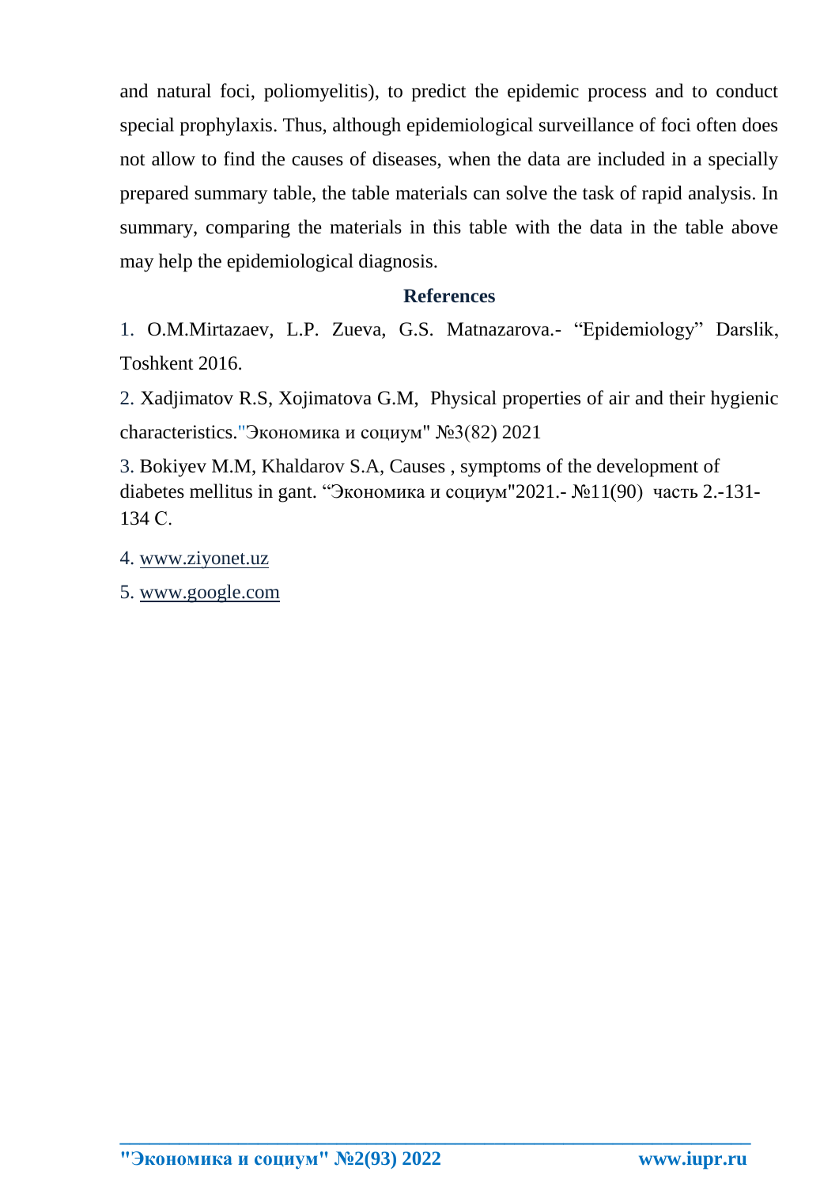and natural foci, poliomyelitis), to predict the epidemic process and to conduct special prophylaxis. Thus, although epidemiological surveillance of foci often does not allow to find the causes of diseases, when the data are included in a specially prepared summary table, the table materials can solve the task of rapid analysis. In summary, comparing the materials in this table with the data in the table above may help the epidemiological diagnosis.

## References

1. O.M.Mirtazaev, L.P. Zueva, G.S. Matnazarova.- “Epidemiology” Darslik, Toshkent 2016.
2. Xadjimatov R.S, Xojimatova G.M, Physical properties of air and their hygienic characteristics."Экономика и социум" №3(82) 2021
3. Bokiyev M.M, Khaldarov S.A, Causes , symptoms of the development of diabetes mellitus in gant. “Экономика и социум"2021.- №11(90) часть 2.-131-134 С.
4. www.ziyonet.uz
5. www.google.com